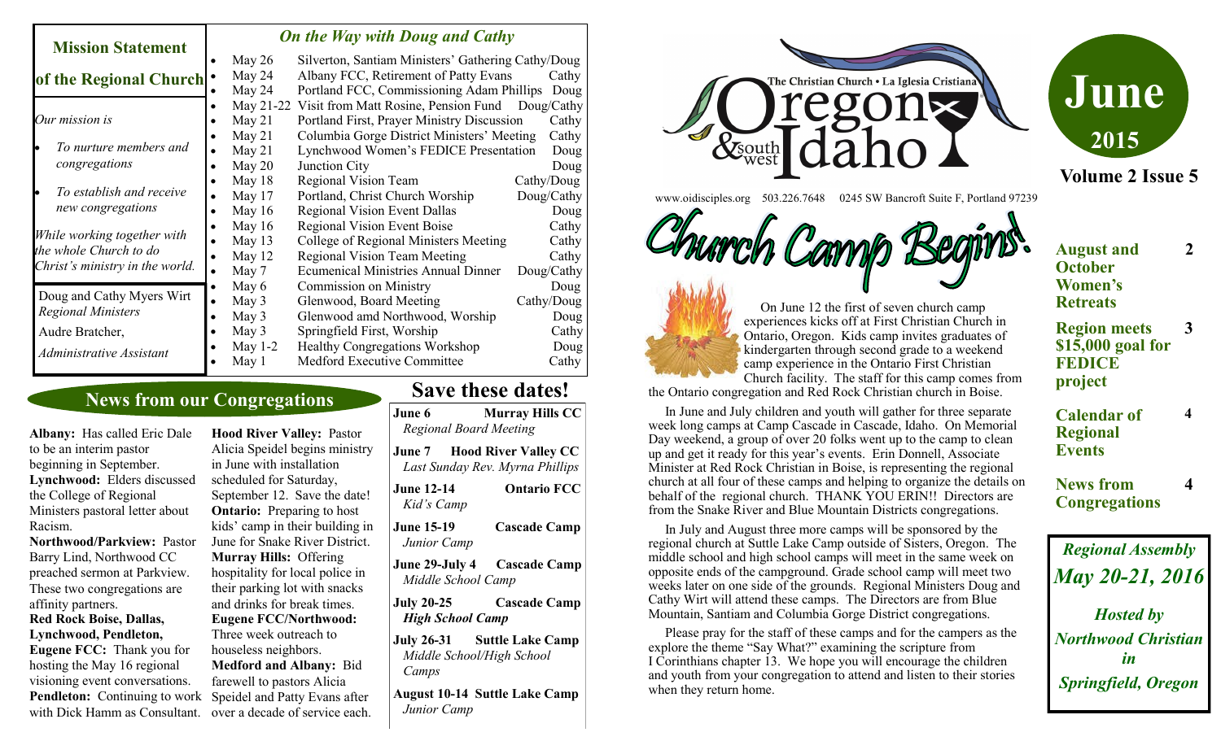## Mission Statement of the Regional Church

*Our mission is*

- *To nurture members and congregations*
- *To establish and receive new congregations*

*While working together with the whole Church to do Christ's ministry in the world.*

Doug and Cathy Myers Wirt
*Regional Ministers*

Audre Bratcher,
*Administrative Assistant*

## *On the Way with Doug and Cathy*

- May 26 Silverton, Santiam Ministers' Gathering Cathy/Doug
- May 24 Albany FCC, Retirement of Patty Evans Cathy
- May 24 Portland FCC, Commissioning Adam Phillips Doug
- May 21-22 Visit from Matt Rosine, Pension Fund Doug/Cathy
- May 21 Portland First, Prayer Ministry Discussion Cathy
- May 21 Columbia Gorge District Ministers' Meeting Cathy
- May 21 Lynchwood Women's FEDICE Presentation Doug
- May 20 Junction City Doug
- May 18 Regional Vision Team Cathy/Doug
- May 17 Portland, Christ Church Worship Doug/Cathy
- May 16 Regional Vision Event Dallas Doug
- May 16 Regional Vision Event Boise Cathy
- May 13 College of Regional Ministers Meeting Cathy
- May 12 Regional Vision Team Meeting Cathy
- May 7 Ecumenical Ministries Annual Dinner Doug/Cathy
- May 6 Commission on Ministry Doug
- May 3 Glenwood, Board Meeting Cathy/Doug
- May 3 Glenwood amd Northwood, Worship Doug
- May 3 Springfield First, Worship Cathy
- May 1-2 Healthy Congregations Workshop Doug
- May 1 Medford Executive Committee Cathy

## News from our Congregations

**Albany:** Has called Eric Dale to be an interim pastor beginning in September.
**Lynchwood:** Elders discussed the College of Regional Ministers pastoral letter about Racism.
**Northwood/Parkview:** Pastor Barry Lind, Northwood CC preached sermon at Parkview. These two congregations are affinity partners.
**Red Rock Boise, Dallas, Lynchwood, Pendleton, Eugene FCC:** Thank you for hosting the May 16 regional visioning event conversations.
**Pendleton:** Continuing to work with Dick Hamm as Consultant.
**Hood River Valley:** Pastor Alicia Speidel begins ministry in June with installation scheduled for Saturday, September 12. Save the date!
**Ontario:** Preparing to host kids' camp in their building in June for Snake River District.
**Murray Hills:** Offering hospitality for local police in their parking lot with snacks and drinks for break times.
**Eugene FCC/Northwood:** Three week outreach to houseless neighbors.
**Medford and Albany:** Bid farewell to pastors Alicia Speidel and Patty Evans after over a decade of service each.

## Save these dates!

**June 6 — Murray Hills CC**
*Regional Board Meeting*

**June 7 — Hood River Valley CC**
*Last Sunday Rev. Myrna Phillips*

**June 12-14 — Ontario FCC**
*Kid's Camp*

**June 15-19 — Cascade Camp**
*Junior Camp*

**June 29-July 4 — Cascade Camp**
*Middle School Camp*

**July 20-25 — Cascade Camp**
***High School Camp***

**July 26-31 — Suttle Lake Camp**
*Middle School/High School Camps*

**August 10-14 — Suttle Lake Camp**
*Junior Camp*

# The Christian Church • La Iglesia Cristiana — Oregon & southwest Idaho

www.oidisciples.org 503.226.7648 0245 SW Bancroft Suite F, Portland 97239

**June 2015**
**Volume 2 Issue 5**

# Church Camp Begins!

On June 12 the first of seven church camp experiences kicks off at First Christian Church in Ontario, Oregon. Kids camp invites graduates of kindergarten through second grade to a weekend camp experience in the Ontario First Christian Church facility. The staff for this camp comes from the Ontario congregation and Red Rock Christian church in Boise.

In June and July children and youth will gather for three separate week long camps at Camp Cascade in Cascade, Idaho. On Memorial Day weekend, a group of over 20 folks went up to the camp to clean up and get it ready for this year's events. Erin Donnell, Associate Minister at Red Rock Christian in Boise, is representing the regional church at all four of these camps and helping to organize the details on behalf of the regional church. THANK YOU ERIN!! Directors are from the Snake River and Blue Mountain Districts congregations.

In July and August three more camps will be sponsored by the regional church at Suttle Lake Camp outside of Sisters, Oregon. The middle school and high school camps will meet in the same week on opposite ends of the campground. Grade school camp will meet two weeks later on one side of the grounds. Regional Ministers Doug and Cathy Wirt will attend these camps. The Directors are from Blue Mountain, Santiam and Columbia Gorge District congregations.

Please pray for the staff of these camps and for the campers as the explore the theme "Say What?" examining the scripture from I Corinthians chapter 13. We hope you will encourage the children and youth from your congregation to attend and listen to their stories when they return home.

| | |
|---|---|
| **August and October Women's Retreats** | **2** |
| **Region meets \$15,000 goal for FEDICE project** | **3** |
| **Calendar of Regional Events** | **4** |
| **News from Congregations** | **4** |

***Regional Assembly May 20-21, 2016***

***Hosted by Northwood Christian in Springfield, Oregon***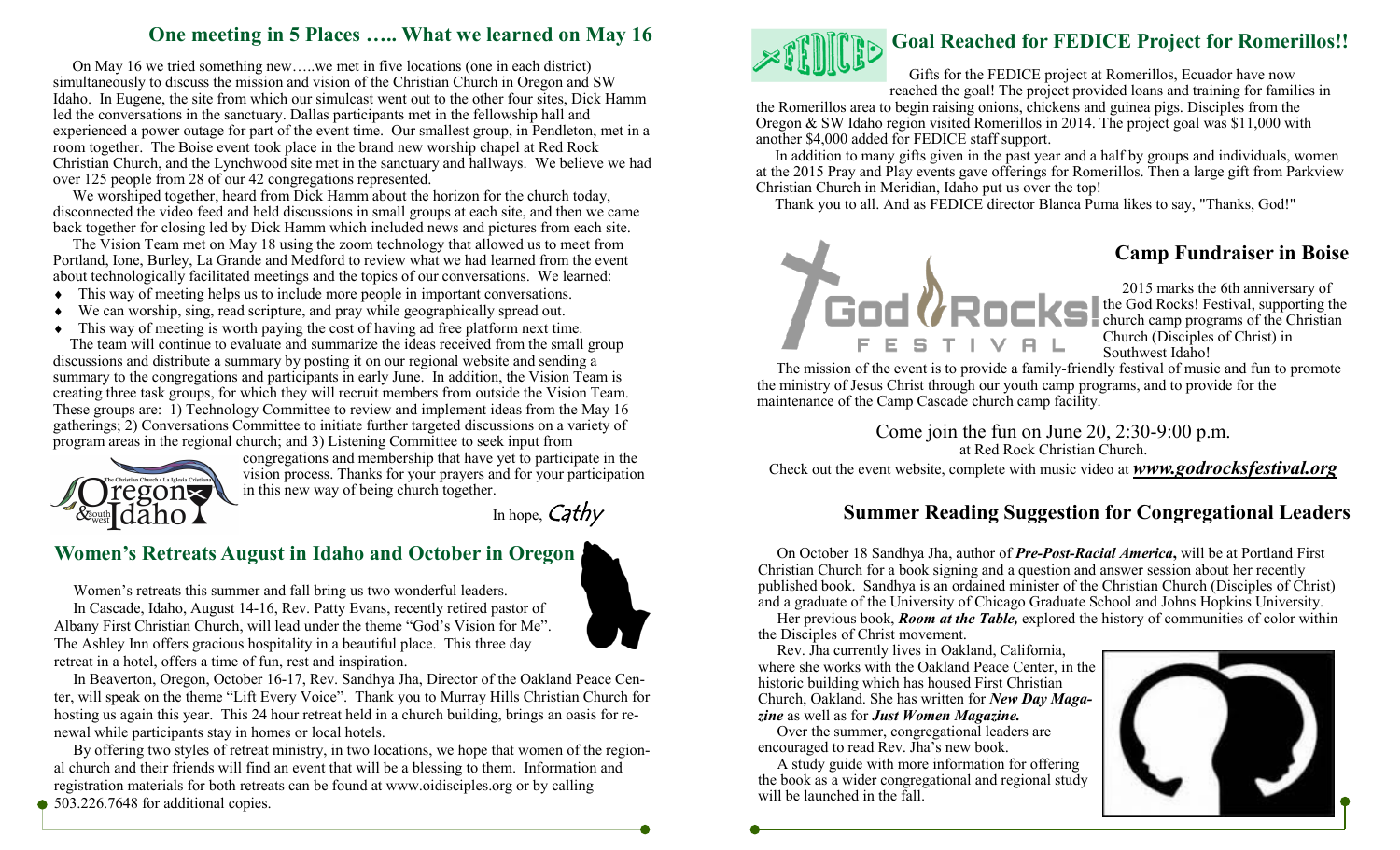## One meeting in 5 Places ….. What we learned on May 16

On May 16 we tried something new…..we met in five locations (one in each district) simultaneously to discuss the mission and vision of the Christian Church in Oregon and SW Idaho. In Eugene, the site from which our simulcast went out to the other four sites, Dick Hamm led the conversations in the sanctuary. Dallas participants met in the fellowship hall and experienced a power outage for part of the event time. Our smallest group, in Pendleton, met in a room together. The Boise event took place in the brand new worship chapel at Red Rock Christian Church, and the Lynchwood site met in the sanctuary and hallways. We believe we had over 125 people from 28 of our 42 congregations represented.

We worshiped together, heard from Dick Hamm about the horizon for the church today, disconnected the video feed and held discussions in small groups at each site, and then we came back together for closing led by Dick Hamm which included news and pictures from each site.

The Vision Team met on May 18 using the zoom technology that allowed us to meet from Portland, Ione, Burley, La Grande and Medford to review what we had learned from the event about technologically facilitated meetings and the topics of our conversations. We learned:

- This way of meeting helps us to include more people in important conversations.
- We can worship, sing, read scripture, and pray while geographically spread out.
- This way of meeting is worth paying the cost of having ad free platform next time.

The team will continue to evaluate and summarize the ideas received from the small group discussions and distribute a summary by posting it on our regional website and sending a summary to the congregations and participants in early June. In addition, the Vision Team is creating three task groups, for which they will recruit members from outside the Vision Team. These groups are: 1) Technology Committee to review and implement ideas from the May 16 gatherings; 2) Conversations Committee to initiate further targeted discussions on a variety of program areas in the regional church; and 3) Listening Committee to seek input from congregations and membership that have yet to participate in the vision process. Thanks for your prayers and for your participation in this new way of being church together.

In hope, *Cathy*

## Women's Retreats August in Idaho and October in Oregon

Women's retreats this summer and fall bring us two wonderful leaders.

In Cascade, Idaho, August 14-16, Rev. Patty Evans, recently retired pastor of Albany First Christian Church, will lead under the theme "God's Vision for Me". The Ashley Inn offers gracious hospitality in a beautiful place. This three day retreat in a hotel, offers a time of fun, rest and inspiration.

In Beaverton, Oregon, October 16-17, Rev. Sandhya Jha, Director of the Oakland Peace Center, will speak on the theme "Lift Every Voice". Thank you to Murray Hills Christian Church for hosting us again this year. This 24 hour retreat held in a church building, brings an oasis for renewal while participants stay in homes or local hotels.

By offering two styles of retreat ministry, in two locations, we hope that women of the regional church and their friends will find an event that will be a blessing to them. Information and registration materials for both retreats can be found at www.oidisciples.org or by calling 503.226.7648 for additional copies.

## Goal Reached for FEDICE Project for Romerillos!!

Gifts for the FEDICE project at Romerillos, Ecuador have now reached the goal! The project provided loans and training for families in the Romerillos area to begin raising onions, chickens and guinea pigs. Disciples from the Oregon & SW Idaho region visited Romerillos in 2014. The project goal was $11,000 with another $4,000 added for FEDICE staff support.

In addition to many gifts given in the past year and a half by groups and individuals, women at the 2015 Pray and Play events gave offerings for Romerillos. Then a large gift from Parkview Christian Church in Meridian, Idaho put us over the top!

Thank you to all. And as FEDICE director Blanca Puma likes to say, "Thanks, God!"

## Camp Fundraiser in Boise

2015 marks the 6th anniversary of the God Rocks! Festival, supporting the church camp programs of the Christian Church (Disciples of Christ) in Southwest Idaho!

The mission of the event is to provide a family-friendly festival of music and fun to promote the ministry of Jesus Christ through our youth camp programs, and to provide for the maintenance of the Camp Cascade church camp facility.

Come join the fun on June 20, 2:30-9:00 p.m.
at Red Rock Christian Church.

Check out the event website, complete with music video at ***www.godrocksfestival.org***

## Summer Reading Suggestion for Congregational Leaders

On October 18 Sandhya Jha, author of ***Pre-Post-Racial America***, will be at Portland First Christian Church for a book signing and a question and answer session about her recently published book. Sandhya is an ordained minister of the Christian Church (Disciples of Christ) and a graduate of the University of Chicago Graduate School and Johns Hopkins University.

Her previous book, ***Room at the Table,*** explored the history of communities of color within the Disciples of Christ movement.

Rev. Jha currently lives in Oakland, California, where she works with the Oakland Peace Center, in the historic building which has housed First Christian Church, Oakland. She has written for ***New Day Magazine*** as well as for ***Just Women Magazine.***

Over the summer, congregational leaders are encouraged to read Rev. Jha's new book.

A study guide with more information for offering the book as a wider congregational and regional study will be launched in the fall.